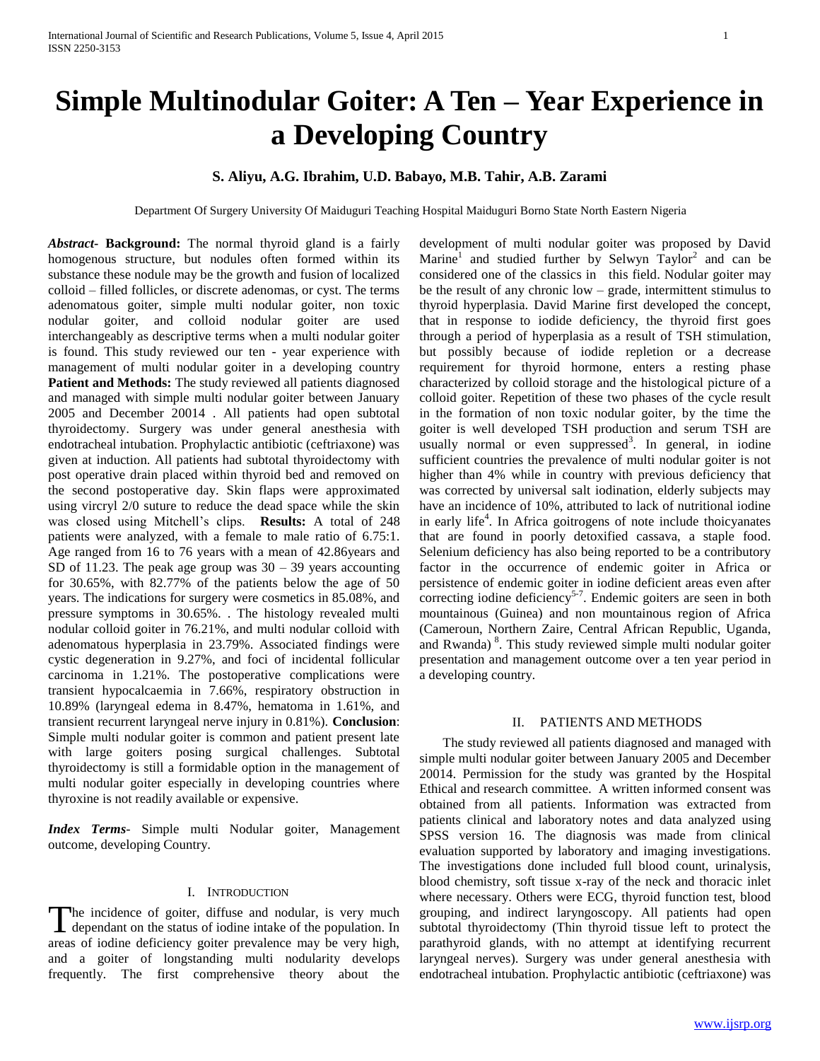# Simple Multinodular Goiter: A Ten – Year Experience in a Developing Country

**S. Aliyu, A.G. Ibrahim, U.D. Babayo, M.B. Tahir, A.B. Zarami**

Department Of Surgery University Of Maiduguri Teaching Hospital Maiduguri Borno State North Eastern Nigeria

***Abstract*- Background:** The normal thyroid gland is a fairly homogenous structure, but nodules often formed within its substance these nodule may be the growth and fusion of localized colloid – filled follicles, or discrete adenomas, or cyst. The terms adenomatous goiter, simple multi nodular goiter, non toxic nodular goiter, and colloid nodular goiter are used interchangeably as descriptive terms when a multi nodular goiter is found. This study reviewed our ten - year experience with management of multi nodular goiter in a developing country **Patient and Methods:** The study reviewed all patients diagnosed and managed with simple multi nodular goiter between January 2005 and December 20014 . All patients had open subtotal thyroidectomy. Surgery was under general anesthesia with endotracheal intubation. Prophylactic antibiotic (ceftriaxone) was given at induction. All patients had subtotal thyroidectomy with post operative drain placed within thyroid bed and removed on the second postoperative day. Skin flaps were approximated using vircryl 2/0 suture to reduce the dead space while the skin was closed using Mitchell's clips. **Results:** A total of 248 patients were analyzed, with a female to male ratio of 6.75:1. Age ranged from 16 to 76 years with a mean of 42.86years and SD of 11.23. The peak age group was 30 – 39 years accounting for 30.65%, with 82.77% of the patients below the age of 50 years. The indications for surgery were cosmetics in 85.08%, and pressure symptoms in 30.65%. . The histology revealed multi nodular colloid goiter in 76.21%, and multi nodular colloid with adenomatous hyperplasia in 23.79%. Associated findings were cystic degeneration in 9.27%, and foci of incidental follicular carcinoma in 1.21%. The postoperative complications were transient hypocalcaemia in 7.66%, respiratory obstruction in 10.89% (laryngeal edema in 8.47%, hematoma in 1.61%, and transient recurrent laryngeal nerve injury in 0.81%). **Conclusion**: Simple multi nodular goiter is common and patient present late with large goiters posing surgical challenges. Subtotal thyroidectomy is still a formidable option in the management of multi nodular goiter especially in developing countries where thyroxine is not readily available or expensive.

***Index Terms***- Simple multi Nodular goiter, Management outcome, developing Country.

## I. Introduction

The incidence of goiter, diffuse and nodular, is very much dependant on the status of iodine intake of the population. In areas of iodine deficiency goiter prevalence may be very high, and a goiter of longstanding multi nodularity develops frequently. The first comprehensive theory about the development of multi nodular goiter was proposed by David Marine[1] and studied further by Selwyn Taylor[2] and can be considered one of the classics in this field. Nodular goiter may be the result of any chronic low – grade, intermittent stimulus to thyroid hyperplasia. David Marine first developed the concept, that in response to iodide deficiency, the thyroid first goes through a period of hyperplasia as a result of TSH stimulation, but possibly because of iodide repletion or a decrease requirement for thyroid hormone, enters a resting phase characterized by colloid storage and the histological picture of a colloid goiter. Repetition of these two phases of the cycle result in the formation of non toxic nodular goiter, by the time the goiter is well developed TSH production and serum TSH are usually normal or even suppressed[3]. In general, in iodine sufficient countries the prevalence of multi nodular goiter is not higher than 4% while in country with previous deficiency that was corrected by universal salt iodination, elderly subjects may have an incidence of 10%, attributed to lack of nutritional iodine in early life[4]. In Africa goitrogens of note include thoicyanates that are found in poorly detoxified cassava, a staple food. Selenium deficiency has also being reported to be a contributory factor in the occurrence of endemic goiter in Africa or persistence of endemic goiter in iodine deficient areas even after correcting iodine deficiency[5-7]. Endemic goiters are seen in both mountainous (Guinea) and non mountainous region of Africa (Cameroun, Northern Zaire, Central African Republic, Uganda, and Rwanda) [8]. This study reviewed simple multi nodular goiter presentation and management outcome over a ten year period in a developing country.

## II. Patients and Methods

The study reviewed all patients diagnosed and managed with simple multi nodular goiter between January 2005 and December 20014. Permission for the study was granted by the Hospital Ethical and research committee. A written informed consent was obtained from all patients. Information was extracted from patients clinical and laboratory notes and data analyzed using SPSS version 16. The diagnosis was made from clinical evaluation supported by laboratory and imaging investigations. The investigations done included full blood count, urinalysis, blood chemistry, soft tissue x-ray of the neck and thoracic inlet where necessary. Others were ECG, thyroid function test, blood grouping, and indirect laryngoscopy. All patients had open subtotal thyroidectomy (Thin thyroid tissue left to protect the parathyroid glands, with no attempt at identifying recurrent laryngeal nerves). Surgery was under general anesthesia with endotracheal intubation. Prophylactic antibiotic (ceftriaxone) was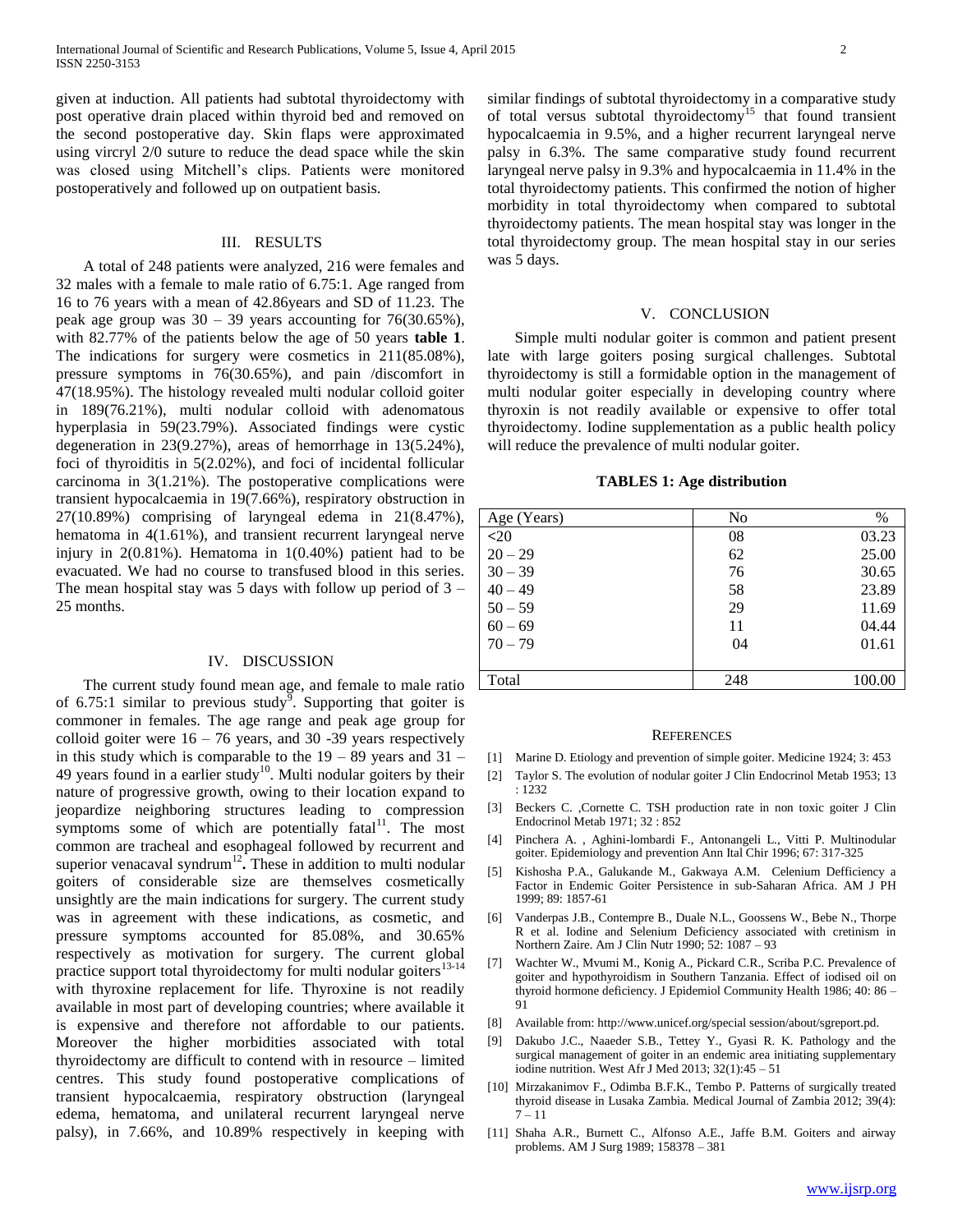given at induction. All patients had subtotal thyroidectomy with post operative drain placed within thyroid bed and removed on the second postoperative day. Skin flaps were approximated using vircryl 2/0 suture to reduce the dead space while the skin was closed using Mitchell's clips. Patients were monitored postoperatively and followed up on outpatient basis.

## III. RESULTS

A total of 248 patients were analyzed, 216 were females and 32 males with a female to male ratio of 6.75:1. Age ranged from 16 to 76 years with a mean of 42.86years and SD of 11.23. The peak age group was 30 – 39 years accounting for 76(30.65%), with 82.77% of the patients below the age of 50 years **table 1**. The indications for surgery were cosmetics in 211(85.08%), pressure symptoms in 76(30.65%), and pain /discomfort in 47(18.95%). The histology revealed multi nodular colloid goiter in 189(76.21%), multi nodular colloid with adenomatous hyperplasia in 59(23.79%). Associated findings were cystic degeneration in 23(9.27%), areas of hemorrhage in 13(5.24%), foci of thyroiditis in 5(2.02%), and foci of incidental follicular carcinoma in 3(1.21%). The postoperative complications were transient hypocalcaemia in 19(7.66%), respiratory obstruction in 27(10.89%) comprising of laryngeal edema in 21(8.47%), hematoma in 4(1.61%), and transient recurrent laryngeal nerve injury in 2(0.81%). Hematoma in 1(0.40%) patient had to be evacuated. We had no course to transfused blood in this series. The mean hospital stay was 5 days with follow up period of 3 – 25 months.

## IV. DISCUSSION

The current study found mean age, and female to male ratio of 6.75:1 similar to previous study[9]. Supporting that goiter is commoner in females. The age range and peak age group for colloid goiter were 16 – 76 years, and 30 -39 years respectively in this study which is comparable to the 19 – 89 years and 31 – 49 years found in a earlier study[10]. Multi nodular goiters by their nature of progressive growth, owing to their location expand to jeopardize neighboring structures leading to compression symptoms some of which are potentially fatal[11]. The most common are tracheal and esophageal followed by recurrent and superior venacaval syndrum[12]**.** These in addition to multi nodular goiters of considerable size are themselves cosmetically unsightly are the main indications for surgery. The current study was in agreement with these indications, as cosmetic, and pressure symptoms accounted for 85.08%, and 30.65% respectively as motivation for surgery. The current global practice support total thyroidectomy for multi nodular goiters[13-14] with thyroxine replacement for life. Thyroxine is not readily available in most part of developing countries; where available it is expensive and therefore not affordable to our patients. Moreover the higher morbidities associated with total thyroidectomy are difficult to contend with in resource – limited centres. This study found postoperative complications of transient hypocalcaemia, respiratory obstruction (laryngeal edema, hematoma, and unilateral recurrent laryngeal nerve palsy), in 7.66%, and 10.89% respectively in keeping with similar findings of subtotal thyroidectomy in a comparative study of total versus subtotal thyroidectomy[15] that found transient hypocalcaemia in 9.5%, and a higher recurrent laryngeal nerve palsy in 6.3%. The same comparative study found recurrent laryngeal nerve palsy in 9.3% and hypocalcaemia in 11.4% in the total thyroidectomy patients. This confirmed the notion of higher morbidity in total thyroidectomy when compared to subtotal thyroidectomy patients. The mean hospital stay was longer in the total thyroidectomy group. The mean hospital stay in our series was 5 days.

## V. CONCLUSION

Simple multi nodular goiter is common and patient present late with large goiters posing surgical challenges. Subtotal thyroidectomy is still a formidable option in the management of multi nodular goiter especially in developing country where thyroxin is not readily available or expensive to offer total thyroidectomy. Iodine supplementation as a public health policy will reduce the prevalence of multi nodular goiter.

**TABLES 1: Age distribution**

| Age (Years) | No | % |
|---|---|---|
| <20 | 08 | 03.23 |
| 20 – 29 | 62 | 25.00 |
| 30 – 39 | 76 | 30.65 |
| 40 – 49 | 58 | 23.89 |
| 50 – 59 | 29 | 11.69 |
| 60 – 69 | 11 | 04.44 |
| 70 – 79 | 04 | 01.61 |
| Total | 248 | 100.00 |

## REFERENCES

[1] Marine D. Etiology and prevention of simple goiter. Medicine 1924; 3: 453

[2] Taylor S. The evolution of nodular goiter J Clin Endocrinol Metab 1953; 13 : 1232

[3] Beckers C. ,Cornette C. TSH production rate in non toxic goiter J Clin Endocrinol Metab 1971; 32 : 852

[4] Pinchera A. , Aghini-lombardi F., Antonangeli L., Vitti P. Multinodular goiter. Epidemiology and prevention Ann Ital Chir 1996; 67: 317-325

[5] Kishosha P.A., Galukande M., Gakwaya A.M. Celenium Defficiency a Factor in Endemic Goiter Persistence in sub-Saharan Africa. AM J PH 1999; 89: 1857-61

[6] Vanderpas J.B., Contempre B., Duale N.L., Goossens W., Bebe N., Thorpe R et al. Iodine and Selenium Deficiency associated with cretinism in Northern Zaire. Am J Clin Nutr 1990; 52: 1087 – 93

[7] Wachter W., Mvumi M., Konig A., Pickard C.R., Scriba P.C. Prevalence of goiter and hypothyroidism in Southern Tanzania. Effect of iodised oil on thyroid hormone deficiency. J Epidemiol Community Health 1986; 40: 86 – 91

[8] Available from: http://www.unicef.org/special session/about/sgreport.pd.

[9] Dakubo J.C., Naaeder S.B., Tettey Y., Gyasi R. K. Pathology and the surgical management of goiter in an endemic area initiating supplementary iodine nutrition. West Afr J Med 2013; 32(1):45 – 51

[10] Mirzakanimov F., Odimba B.F.K., Tembo P. Patterns of surgically treated thyroid disease in Lusaka Zambia. Medical Journal of Zambia 2012; 39(4): 7 – 11

[11] Shaha A.R., Burnett C., Alfonso A.E., Jaffe B.M. Goiters and airway problems. AM J Surg 1989; 158378 – 381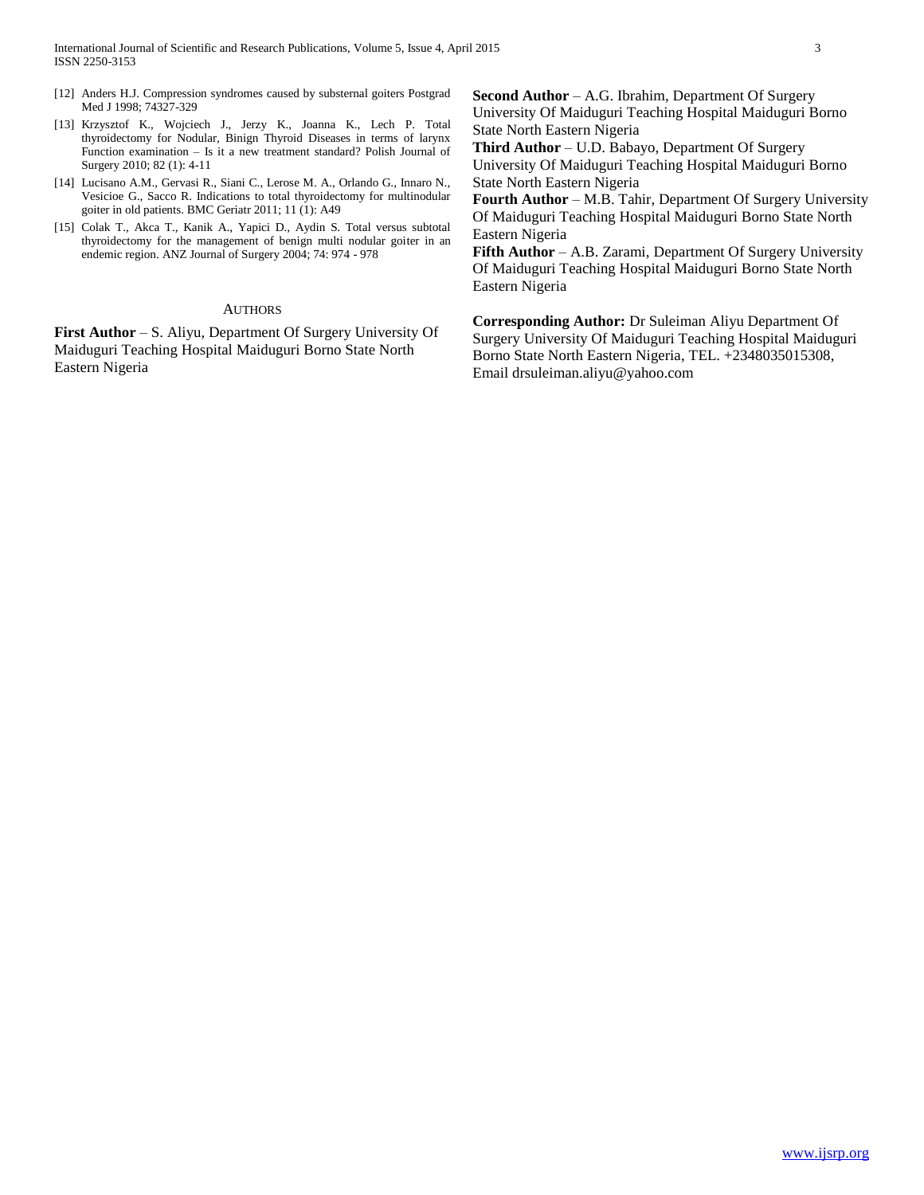[12] Anders H.J. Compression syndromes caused by substernal goiters Postgrad Med J 1998; 74327-329

[13] Krzysztof K., Wojciech J., Jerzy K., Joanna K., Lech P. Total thyroidectomy for Nodular, Binign Thyroid Diseases in terms of larynx Function examination – Is it a new treatment standard? Polish Journal of Surgery 2010; 82 (1): 4-11

[14] Lucisano A.M., Gervasi R., Siani C., Lerose M. A., Orlando G., Innaro N., Vesicioe G., Sacco R. Indications to total thyroidectomy for multinodular goiter in old patients. BMC Geriatr 2011; 11 (1): A49

[15] Colak T., Akca T., Kanik A., Yapici D., Aydin S. Total versus subtotal thyroidectomy for the management of benign multi nodular goiter in an endemic region. ANZ Journal of Surgery 2004; 74: 974 - 978

## AUTHORS

**First Author** – S. Aliyu, Department Of Surgery University Of Maiduguri Teaching Hospital Maiduguri Borno State North Eastern Nigeria

**Second Author** – A.G. Ibrahim, Department Of Surgery University Of Maiduguri Teaching Hospital Maiduguri Borno State North Eastern Nigeria

**Third Author** – U.D. Babayo, Department Of Surgery University Of Maiduguri Teaching Hospital Maiduguri Borno State North Eastern Nigeria

**Fourth Author** – M.B. Tahir, Department Of Surgery University Of Maiduguri Teaching Hospital Maiduguri Borno State North Eastern Nigeria

**Fifth Author** – A.B. Zarami, Department Of Surgery University Of Maiduguri Teaching Hospital Maiduguri Borno State North Eastern Nigeria

**Corresponding Author:** Dr Suleiman Aliyu Department Of Surgery University Of Maiduguri Teaching Hospital Maiduguri Borno State North Eastern Nigeria, TEL. +2348035015308, Email drsuleiman.aliyu@yahoo.com